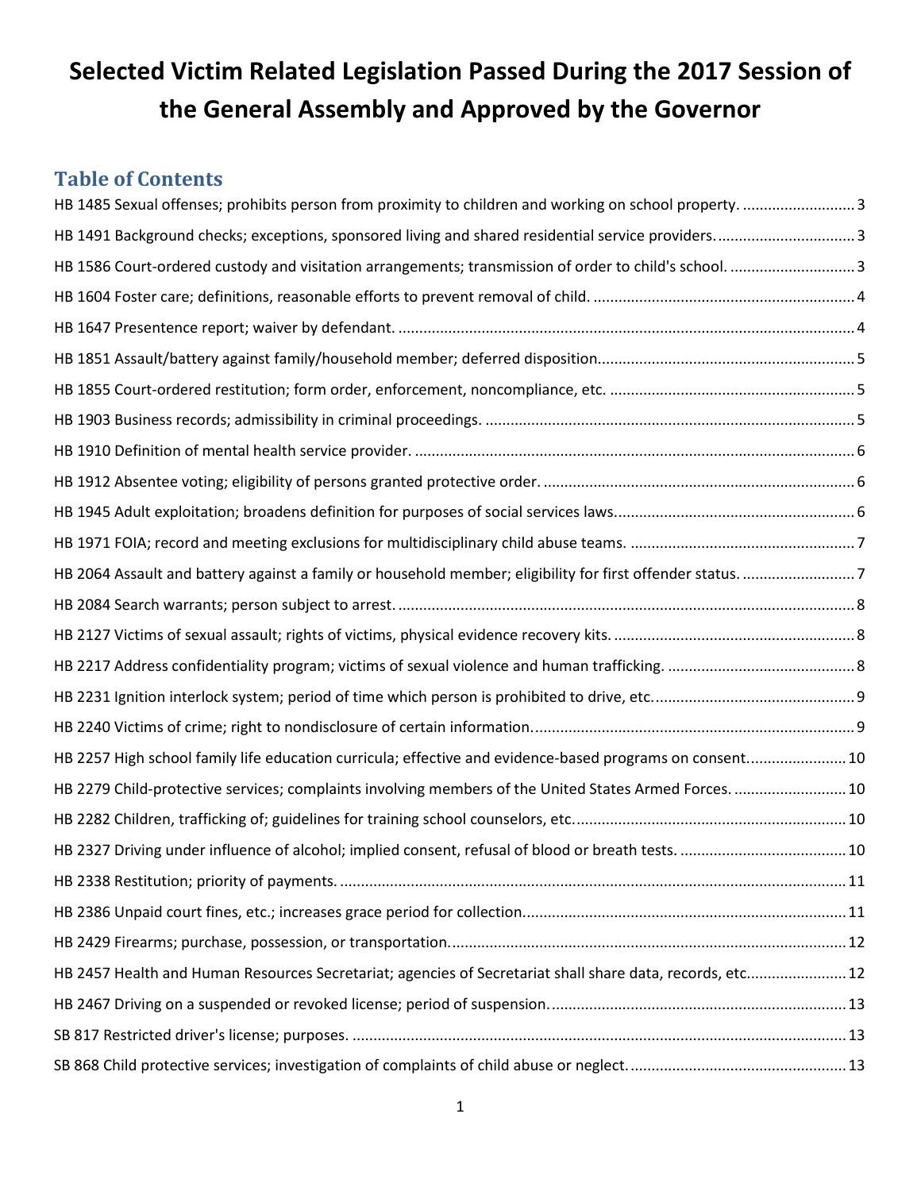# Selected Victim Related Legislation Passed During the 2017 Session of the General Assembly and Approved by the Governor

## Table of Contents

HB 1485 Sexual offenses; prohibits person from proximity to children and working on school property. .......... 3

HB 1491 Background checks; exceptions, sponsored living and shared residential service providers. .......... 3

HB 1586 Court-ordered custody and visitation arrangements; transmission of order to child's school. .......... 3

HB 1604 Foster care; definitions, reasonable efforts to prevent removal of child. .......... 4

HB 1647 Presentence report; waiver by defendant. .......... 4

HB 1851 Assault/battery against family/household member; deferred disposition. .......... 5

HB 1855 Court-ordered restitution; form order, enforcement, noncompliance, etc. .......... 5

HB 1903 Business records; admissibility in criminal proceedings. .......... 5

HB 1910 Definition of mental health service provider. .......... 6

HB 1912 Absentee voting; eligibility of persons granted protective order. .......... 6

HB 1945 Adult exploitation; broadens definition for purposes of social services laws. .......... 6

HB 1971 FOIA; record and meeting exclusions for multidisciplinary child abuse teams. .......... 7

HB 2064 Assault and battery against a family or household member; eligibility for first offender status. .......... 7

HB 2084 Search warrants; person subject to arrest. .......... 8

HB 2127 Victims of sexual assault; rights of victims, physical evidence recovery kits. .......... 8

HB 2217 Address confidentiality program; victims of sexual violence and human trafficking. .......... 8

HB 2231 Ignition interlock system; period of time which person is prohibited to drive, etc. .......... 9

HB 2240 Victims of crime; right to nondisclosure of certain information. .......... 9

HB 2257 High school family life education curricula; effective and evidence-based programs on consent. .......... 10

HB 2279 Child-protective services; complaints involving members of the United States Armed Forces. .......... 10

HB 2282 Children, trafficking of; guidelines for training school counselors, etc. .......... 10

HB 2327 Driving under influence of alcohol; implied consent, refusal of blood or breath tests. .......... 10

HB 2338 Restitution; priority of payments. .......... 11

HB 2386 Unpaid court fines, etc.; increases grace period for collection. .......... 11

HB 2429 Firearms; purchase, possession, or transportation. .......... 12

HB 2457 Health and Human Resources Secretariat; agencies of Secretariat shall share data, records, etc. .......... 12

HB 2467 Driving on a suspended or revoked license; period of suspension. .......... 13

SB 817 Restricted driver's license; purposes. .......... 13

SB 868 Child protective services; investigation of complaints of child abuse or neglect. .......... 13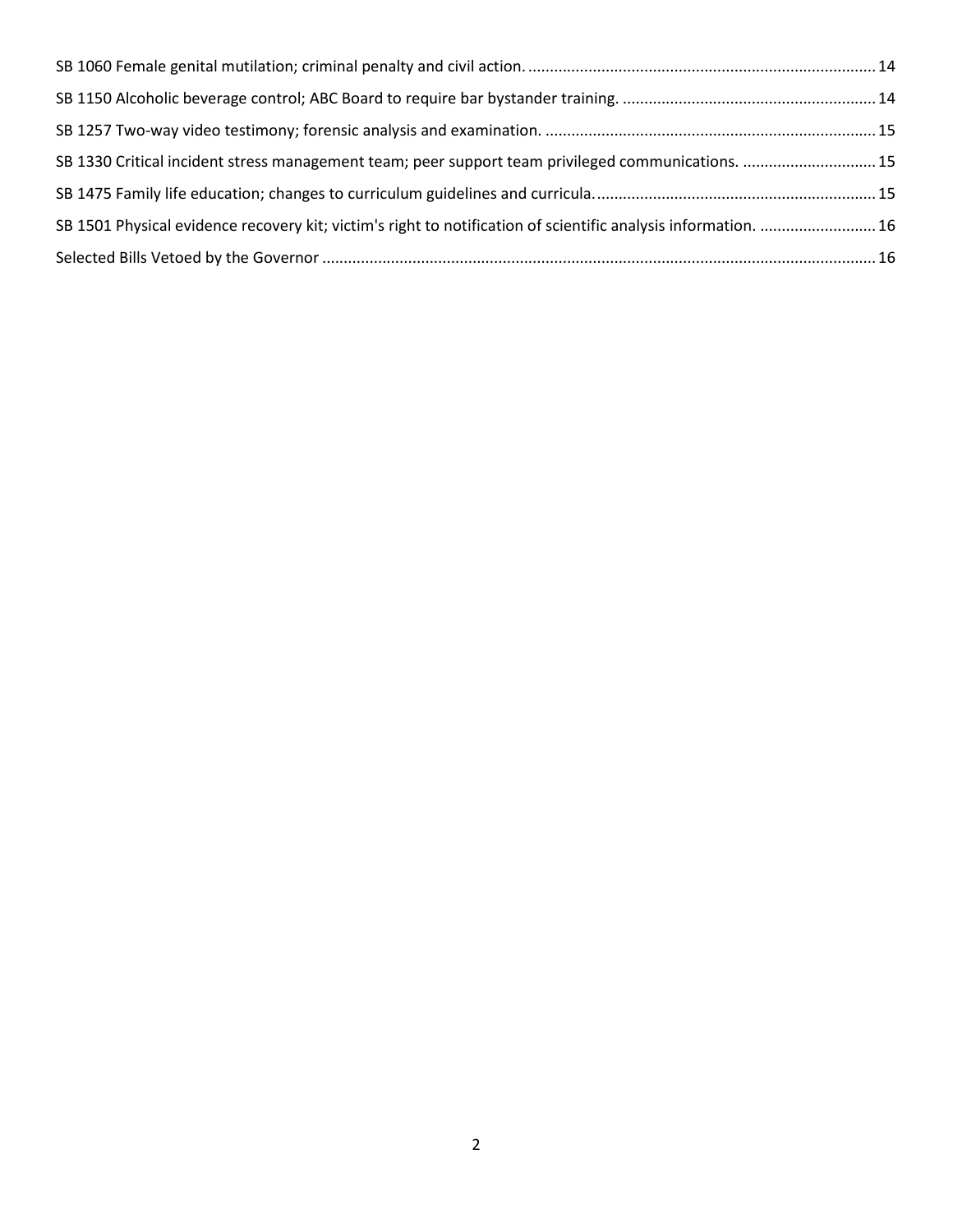SB 1060 Female genital mutilation; criminal penalty and civil action. ........................................ 14

SB 1150 Alcoholic beverage control; ABC Board to require bar bystander training. ........................................ 14

SB 1257 Two-way video testimony; forensic analysis and examination. ........................................ 15

SB 1330 Critical incident stress management team; peer support team privileged communications. ........................................ 15

SB 1475 Family life education; changes to curriculum guidelines and curricula. ........................................ 15

SB 1501 Physical evidence recovery kit; victim's right to notification of scientific analysis information. ........................................ 16

Selected Bills Vetoed by the Governor ........................................ 16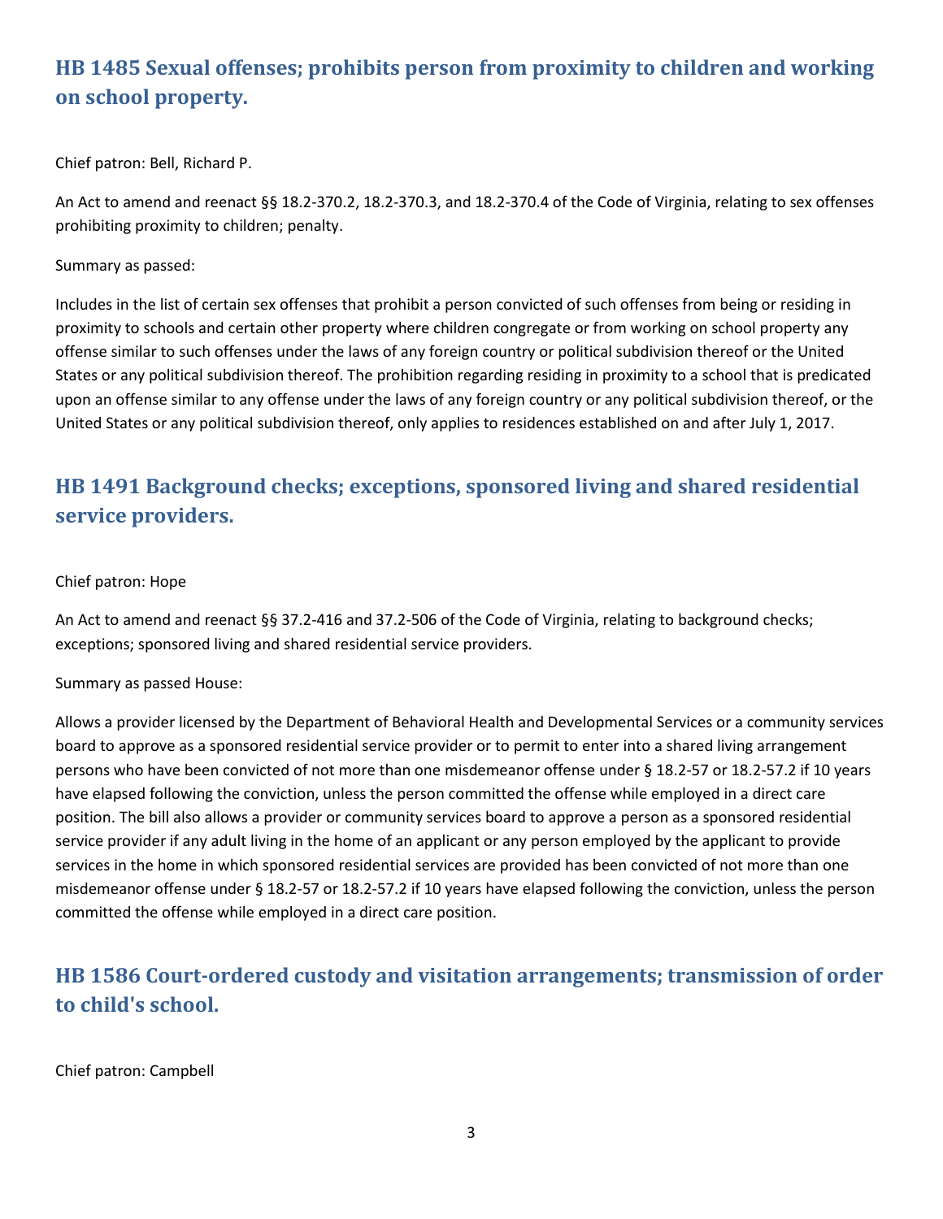## HB 1485 Sexual offenses; prohibits person from proximity to children and working on school property.

Chief patron: Bell, Richard P.

An Act to amend and reenact §§ 18.2-370.2, 18.2-370.3, and 18.2-370.4 of the Code of Virginia, relating to sex offenses prohibiting proximity to children; penalty.

Summary as passed:

Includes in the list of certain sex offenses that prohibit a person convicted of such offenses from being or residing in proximity to schools and certain other property where children congregate or from working on school property any offense similar to such offenses under the laws of any foreign country or political subdivision thereof or the United States or any political subdivision thereof. The prohibition regarding residing in proximity to a school that is predicated upon an offense similar to any offense under the laws of any foreign country or any political subdivision thereof, or the United States or any political subdivision thereof, only applies to residences established on and after July 1, 2017.

## HB 1491 Background checks; exceptions, sponsored living and shared residential service providers.

Chief patron: Hope

An Act to amend and reenact §§ 37.2-416 and 37.2-506 of the Code of Virginia, relating to background checks; exceptions; sponsored living and shared residential service providers.

Summary as passed House:

Allows a provider licensed by the Department of Behavioral Health and Developmental Services or a community services board to approve as a sponsored residential service provider or to permit to enter into a shared living arrangement persons who have been convicted of not more than one misdemeanor offense under § 18.2-57 or 18.2-57.2 if 10 years have elapsed following the conviction, unless the person committed the offense while employed in a direct care position. The bill also allows a provider or community services board to approve a person as a sponsored residential service provider if any adult living in the home of an applicant or any person employed by the applicant to provide services in the home in which sponsored residential services are provided has been convicted of not more than one misdemeanor offense under § 18.2-57 or 18.2-57.2 if 10 years have elapsed following the conviction, unless the person committed the offense while employed in a direct care position.

## HB 1586 Court-ordered custody and visitation arrangements; transmission of order to child's school.

Chief patron: Campbell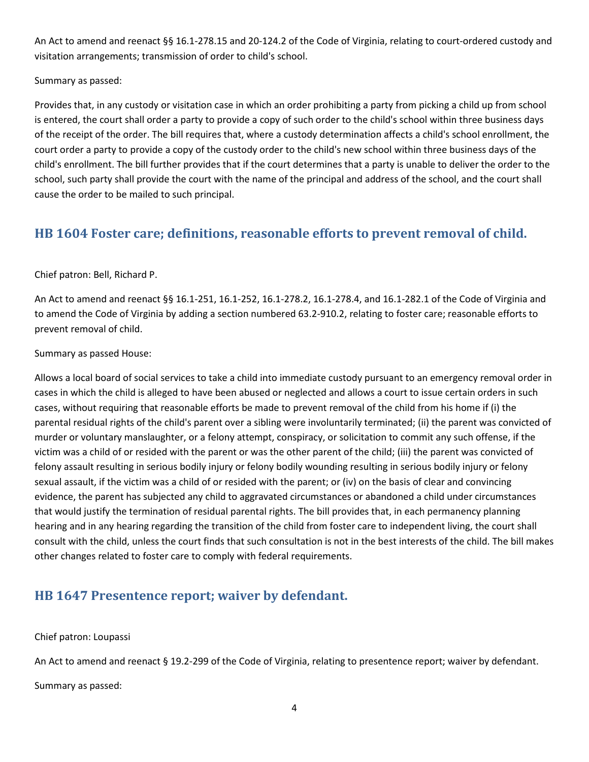An Act to amend and reenact §§ 16.1-278.15 and 20-124.2 of the Code of Virginia, relating to court-ordered custody and visitation arrangements; transmission of order to child's school.

Summary as passed:

Provides that, in any custody or visitation case in which an order prohibiting a party from picking a child up from school is entered, the court shall order a party to provide a copy of such order to the child's school within three business days of the receipt of the order. The bill requires that, where a custody determination affects a child's school enrollment, the court order a party to provide a copy of the custody order to the child's new school within three business days of the child's enrollment. The bill further provides that if the court determines that a party is unable to deliver the order to the school, such party shall provide the court with the name of the principal and address of the school, and the court shall cause the order to be mailed to such principal.

## HB 1604 Foster care; definitions, reasonable efforts to prevent removal of child.

Chief patron: Bell, Richard P.

An Act to amend and reenact §§ 16.1-251, 16.1-252, 16.1-278.2, 16.1-278.4, and 16.1-282.1 of the Code of Virginia and to amend the Code of Virginia by adding a section numbered 63.2-910.2, relating to foster care; reasonable efforts to prevent removal of child.

Summary as passed House:

Allows a local board of social services to take a child into immediate custody pursuant to an emergency removal order in cases in which the child is alleged to have been abused or neglected and allows a court to issue certain orders in such cases, without requiring that reasonable efforts be made to prevent removal of the child from his home if (i) the parental residual rights of the child's parent over a sibling were involuntarily terminated; (ii) the parent was convicted of murder or voluntary manslaughter, or a felony attempt, conspiracy, or solicitation to commit any such offense, if the victim was a child of or resided with the parent or was the other parent of the child; (iii) the parent was convicted of felony assault resulting in serious bodily injury or felony bodily wounding resulting in serious bodily injury or felony sexual assault, if the victim was a child of or resided with the parent; or (iv) on the basis of clear and convincing evidence, the parent has subjected any child to aggravated circumstances or abandoned a child under circumstances that would justify the termination of residual parental rights. The bill provides that, in each permanency planning hearing and in any hearing regarding the transition of the child from foster care to independent living, the court shall consult with the child, unless the court finds that such consultation is not in the best interests of the child. The bill makes other changes related to foster care to comply with federal requirements.

## HB 1647 Presentence report; waiver by defendant.

Chief patron: Loupassi

An Act to amend and reenact § 19.2-299 of the Code of Virginia, relating to presentence report; waiver by defendant.

Summary as passed: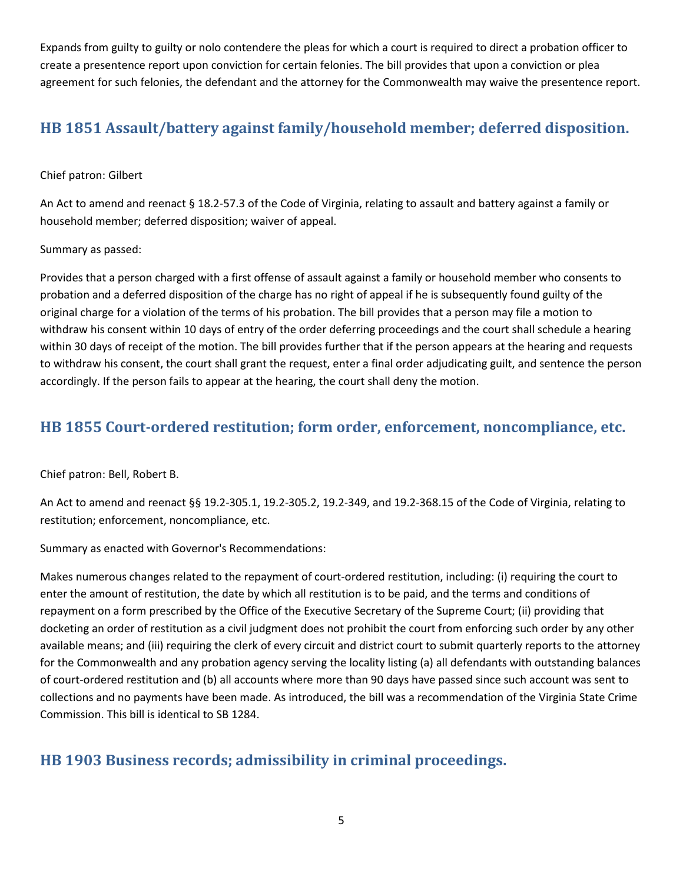Expands from guilty to guilty or nolo contendere the pleas for which a court is required to direct a probation officer to create a presentence report upon conviction for certain felonies. The bill provides that upon a conviction or plea agreement for such felonies, the defendant and the attorney for the Commonwealth may waive the presentence report.

## HB 1851 Assault/battery against family/household member; deferred disposition.

Chief patron: Gilbert

An Act to amend and reenact § 18.2-57.3 of the Code of Virginia, relating to assault and battery against a family or household member; deferred disposition; waiver of appeal.

Summary as passed:

Provides that a person charged with a first offense of assault against a family or household member who consents to probation and a deferred disposition of the charge has no right of appeal if he is subsequently found guilty of the original charge for a violation of the terms of his probation. The bill provides that a person may file a motion to withdraw his consent within 10 days of entry of the order deferring proceedings and the court shall schedule a hearing within 30 days of receipt of the motion. The bill provides further that if the person appears at the hearing and requests to withdraw his consent, the court shall grant the request, enter a final order adjudicating guilt, and sentence the person accordingly. If the person fails to appear at the hearing, the court shall deny the motion.

## HB 1855 Court-ordered restitution; form order, enforcement, noncompliance, etc.

Chief patron: Bell, Robert B.

An Act to amend and reenact §§ 19.2-305.1, 19.2-305.2, 19.2-349, and 19.2-368.15 of the Code of Virginia, relating to restitution; enforcement, noncompliance, etc.

Summary as enacted with Governor's Recommendations:

Makes numerous changes related to the repayment of court-ordered restitution, including: (i) requiring the court to enter the amount of restitution, the date by which all restitution is to be paid, and the terms and conditions of repayment on a form prescribed by the Office of the Executive Secretary of the Supreme Court; (ii) providing that docketing an order of restitution as a civil judgment does not prohibit the court from enforcing such order by any other available means; and (iii) requiring the clerk of every circuit and district court to submit quarterly reports to the attorney for the Commonwealth and any probation agency serving the locality listing (a) all defendants with outstanding balances of court-ordered restitution and (b) all accounts where more than 90 days have passed since such account was sent to collections and no payments have been made. As introduced, the bill was a recommendation of the Virginia State Crime Commission. This bill is identical to SB 1284.

## HB 1903 Business records; admissibility in criminal proceedings.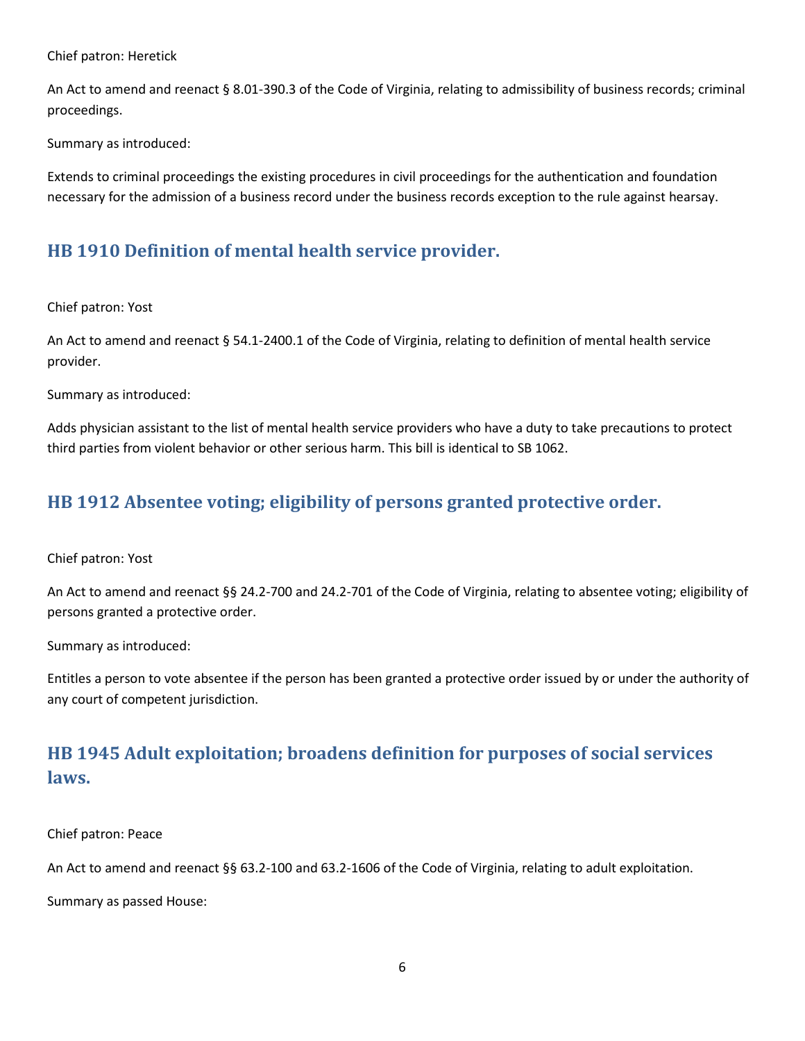Chief patron: Heretick

An Act to amend and reenact § 8.01-390.3 of the Code of Virginia, relating to admissibility of business records; criminal proceedings.

Summary as introduced:

Extends to criminal proceedings the existing procedures in civil proceedings for the authentication and foundation necessary for the admission of a business record under the business records exception to the rule against hearsay.

## HB 1910 Definition of mental health service provider.

Chief patron: Yost

An Act to amend and reenact § 54.1-2400.1 of the Code of Virginia, relating to definition of mental health service provider.

Summary as introduced:

Adds physician assistant to the list of mental health service providers who have a duty to take precautions to protect third parties from violent behavior or other serious harm. This bill is identical to SB 1062.

## HB 1912 Absentee voting; eligibility of persons granted protective order.

Chief patron: Yost

An Act to amend and reenact §§ 24.2-700 and 24.2-701 of the Code of Virginia, relating to absentee voting; eligibility of persons granted a protective order.

Summary as introduced:

Entitles a person to vote absentee if the person has been granted a protective order issued by or under the authority of any court of competent jurisdiction.

## HB 1945 Adult exploitation; broadens definition for purposes of social services laws.

Chief patron: Peace

An Act to amend and reenact §§ 63.2-100 and 63.2-1606 of the Code of Virginia, relating to adult exploitation.

Summary as passed House: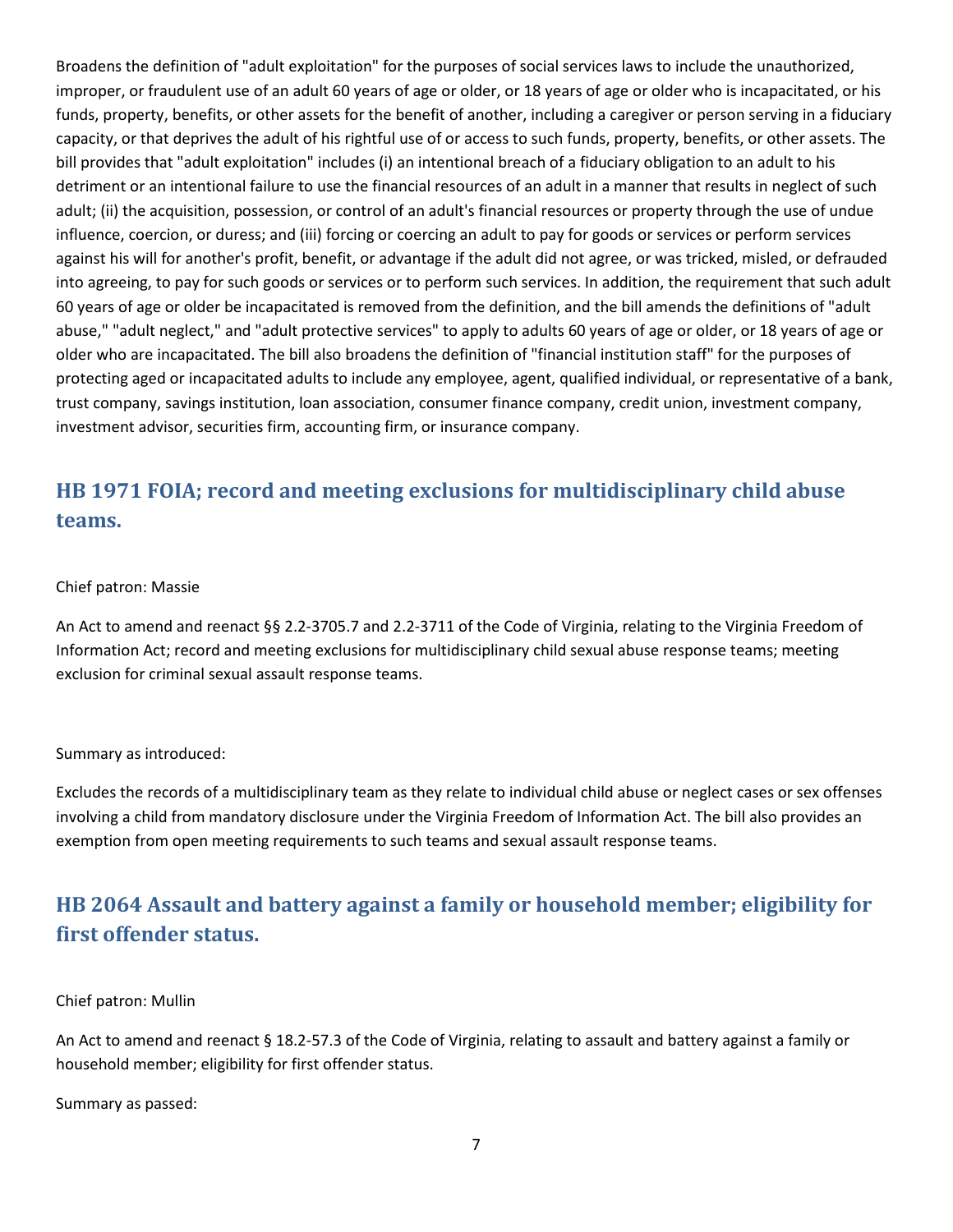Broadens the definition of "adult exploitation" for the purposes of social services laws to include the unauthorized, improper, or fraudulent use of an adult 60 years of age or older, or 18 years of age or older who is incapacitated, or his funds, property, benefits, or other assets for the benefit of another, including a caregiver or person serving in a fiduciary capacity, or that deprives the adult of his rightful use of or access to such funds, property, benefits, or other assets. The bill provides that "adult exploitation" includes (i) an intentional breach of a fiduciary obligation to an adult to his detriment or an intentional failure to use the financial resources of an adult in a manner that results in neglect of such adult; (ii) the acquisition, possession, or control of an adult's financial resources or property through the use of undue influence, coercion, or duress; and (iii) forcing or coercing an adult to pay for goods or services or perform services against his will for another's profit, benefit, or advantage if the adult did not agree, or was tricked, misled, or defrauded into agreeing, to pay for such goods or services or to perform such services. In addition, the requirement that such adult 60 years of age or older be incapacitated is removed from the definition, and the bill amends the definitions of "adult abuse," "adult neglect," and "adult protective services" to apply to adults 60 years of age or older, or 18 years of age or older who are incapacitated. The bill also broadens the definition of "financial institution staff" for the purposes of protecting aged or incapacitated adults to include any employee, agent, qualified individual, or representative of a bank, trust company, savings institution, loan association, consumer finance company, credit union, investment company, investment advisor, securities firm, accounting firm, or insurance company.

## HB 1971 FOIA; record and meeting exclusions for multidisciplinary child abuse teams.

Chief patron: Massie

An Act to amend and reenact §§ 2.2-3705.7 and 2.2-3711 of the Code of Virginia, relating to the Virginia Freedom of Information Act; record and meeting exclusions for multidisciplinary child sexual abuse response teams; meeting exclusion for criminal sexual assault response teams.

Summary as introduced:

Excludes the records of a multidisciplinary team as they relate to individual child abuse or neglect cases or sex offenses involving a child from mandatory disclosure under the Virginia Freedom of Information Act. The bill also provides an exemption from open meeting requirements to such teams and sexual assault response teams.

## HB 2064 Assault and battery against a family or household member; eligibility for first offender status.

Chief patron: Mullin

An Act to amend and reenact § 18.2-57.3 of the Code of Virginia, relating to assault and battery against a family or household member; eligibility for first offender status.

Summary as passed: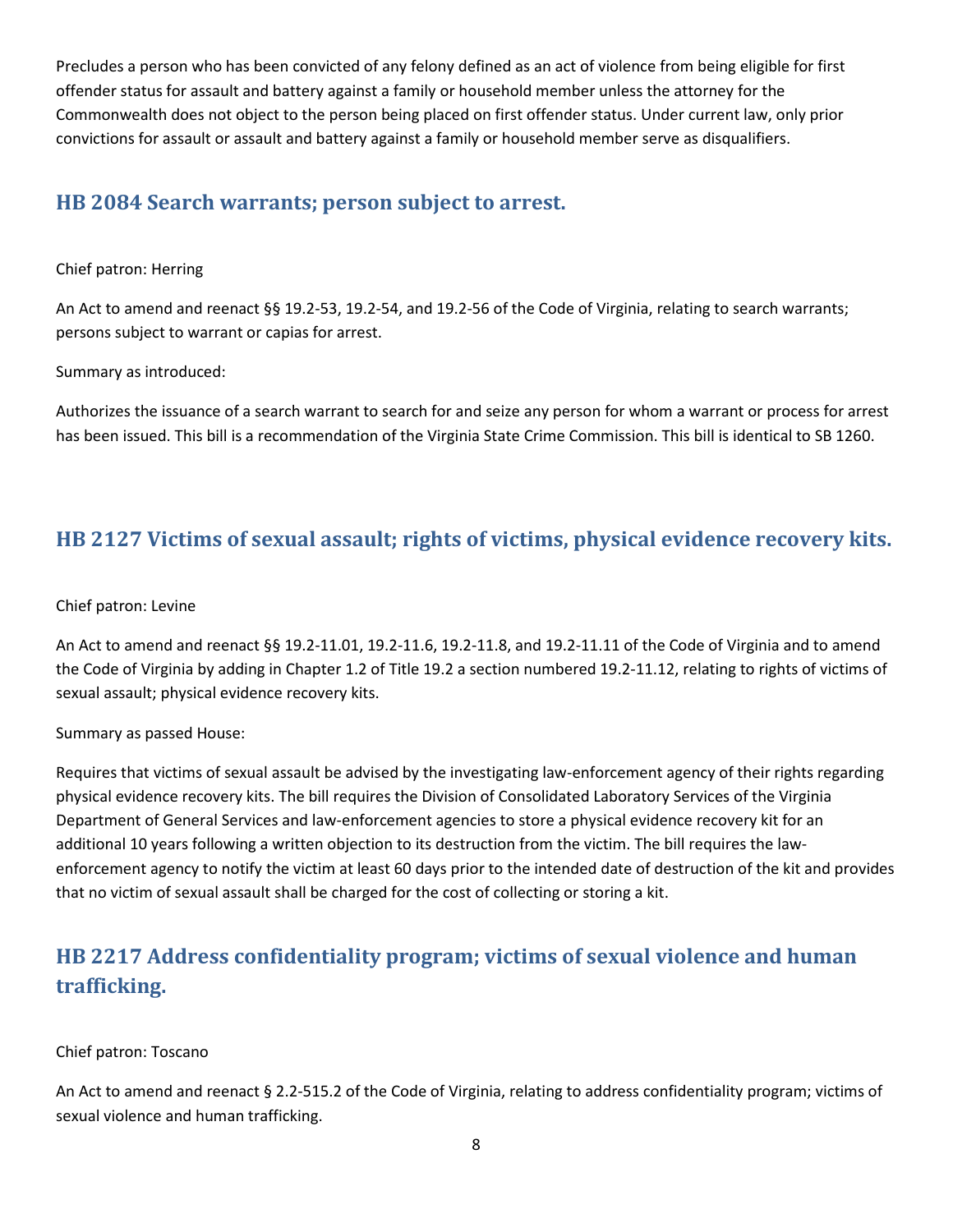Precludes a person who has been convicted of any felony defined as an act of violence from being eligible for first offender status for assault and battery against a family or household member unless the attorney for the Commonwealth does not object to the person being placed on first offender status. Under current law, only prior convictions for assault or assault and battery against a family or household member serve as disqualifiers.

## HB 2084 Search warrants; person subject to arrest.

Chief patron: Herring

An Act to amend and reenact §§ 19.2-53, 19.2-54, and 19.2-56 of the Code of Virginia, relating to search warrants; persons subject to warrant or capias for arrest.

Summary as introduced:

Authorizes the issuance of a search warrant to search for and seize any person for whom a warrant or process for arrest has been issued. This bill is a recommendation of the Virginia State Crime Commission. This bill is identical to SB 1260.

## HB 2127 Victims of sexual assault; rights of victims, physical evidence recovery kits.

Chief patron: Levine

An Act to amend and reenact §§ 19.2-11.01, 19.2-11.6, 19.2-11.8, and 19.2-11.11 of the Code of Virginia and to amend the Code of Virginia by adding in Chapter 1.2 of Title 19.2 a section numbered 19.2-11.12, relating to rights of victims of sexual assault; physical evidence recovery kits.

Summary as passed House:

Requires that victims of sexual assault be advised by the investigating law-enforcement agency of their rights regarding physical evidence recovery kits. The bill requires the Division of Consolidated Laboratory Services of the Virginia Department of General Services and law-enforcement agencies to store a physical evidence recovery kit for an additional 10 years following a written objection to its destruction from the victim. The bill requires the law-enforcement agency to notify the victim at least 60 days prior to the intended date of destruction of the kit and provides that no victim of sexual assault shall be charged for the cost of collecting or storing a kit.

## HB 2217 Address confidentiality program; victims of sexual violence and human trafficking.

Chief patron: Toscano

An Act to amend and reenact § 2.2-515.2 of the Code of Virginia, relating to address confidentiality program; victims of sexual violence and human trafficking.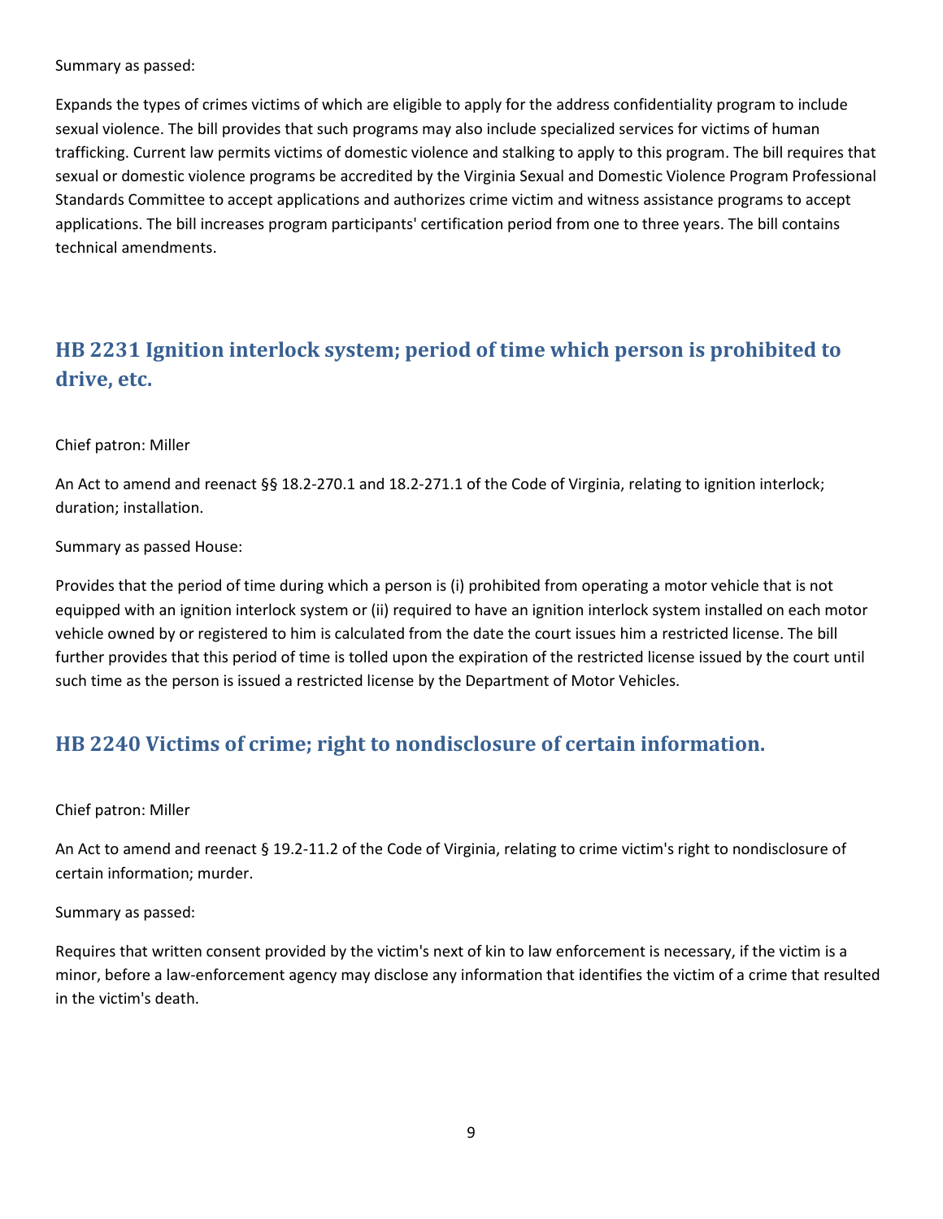Summary as passed:

Expands the types of crimes victims of which are eligible to apply for the address confidentiality program to include sexual violence. The bill provides that such programs may also include specialized services for victims of human trafficking. Current law permits victims of domestic violence and stalking to apply to this program. The bill requires that sexual or domestic violence programs be accredited by the Virginia Sexual and Domestic Violence Program Professional Standards Committee to accept applications and authorizes crime victim and witness assistance programs to accept applications. The bill increases program participants' certification period from one to three years. The bill contains technical amendments.

## HB 2231 Ignition interlock system; period of time which person is prohibited to drive, etc.

Chief patron: Miller

An Act to amend and reenact §§ 18.2-270.1 and 18.2-271.1 of the Code of Virginia, relating to ignition interlock; duration; installation.

Summary as passed House:

Provides that the period of time during which a person is (i) prohibited from operating a motor vehicle that is not equipped with an ignition interlock system or (ii) required to have an ignition interlock system installed on each motor vehicle owned by or registered to him is calculated from the date the court issues him a restricted license. The bill further provides that this period of time is tolled upon the expiration of the restricted license issued by the court until such time as the person is issued a restricted license by the Department of Motor Vehicles.

## HB 2240 Victims of crime; right to nondisclosure of certain information.

Chief patron: Miller

An Act to amend and reenact § 19.2-11.2 of the Code of Virginia, relating to crime victim's right to nondisclosure of certain information; murder.

Summary as passed:

Requires that written consent provided by the victim's next of kin to law enforcement is necessary, if the victim is a minor, before a law-enforcement agency may disclose any information that identifies the victim of a crime that resulted in the victim's death.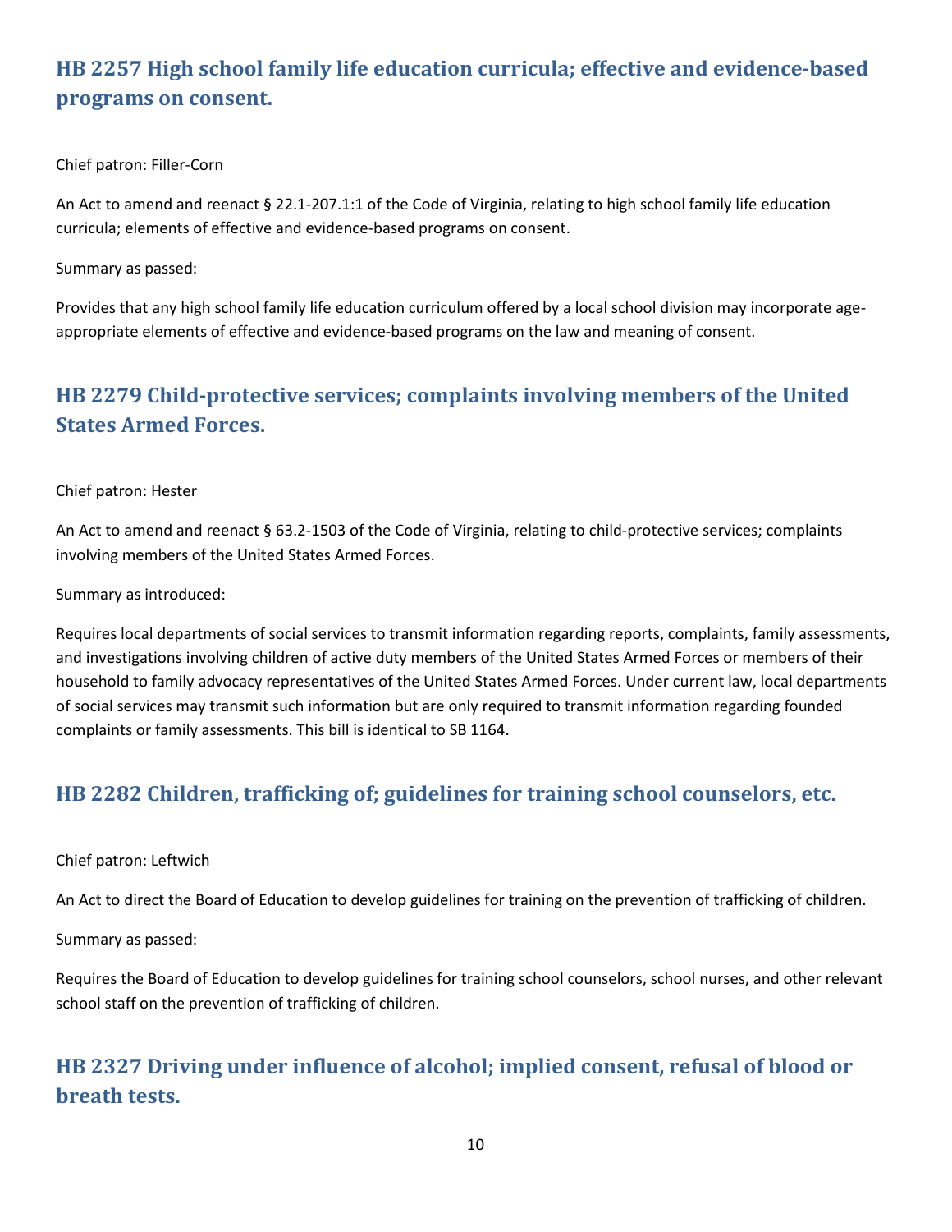## HB 2257 High school family life education curricula; effective and evidence-based programs on consent.

Chief patron: Filler-Corn

An Act to amend and reenact § 22.1-207.1:1 of the Code of Virginia, relating to high school family life education curricula; elements of effective and evidence-based programs on consent.

Summary as passed:

Provides that any high school family life education curriculum offered by a local school division may incorporate age-appropriate elements of effective and evidence-based programs on the law and meaning of consent.

## HB 2279 Child-protective services; complaints involving members of the United States Armed Forces.

Chief patron: Hester

An Act to amend and reenact § 63.2-1503 of the Code of Virginia, relating to child-protective services; complaints involving members of the United States Armed Forces.

Summary as introduced:

Requires local departments of social services to transmit information regarding reports, complaints, family assessments, and investigations involving children of active duty members of the United States Armed Forces or members of their household to family advocacy representatives of the United States Armed Forces. Under current law, local departments of social services may transmit such information but are only required to transmit information regarding founded complaints or family assessments. This bill is identical to SB 1164.

## HB 2282 Children, trafficking of; guidelines for training school counselors, etc.

Chief patron: Leftwich

An Act to direct the Board of Education to develop guidelines for training on the prevention of trafficking of children.

Summary as passed:

Requires the Board of Education to develop guidelines for training school counselors, school nurses, and other relevant school staff on the prevention of trafficking of children.

## HB 2327 Driving under influence of alcohol; implied consent, refusal of blood or breath tests.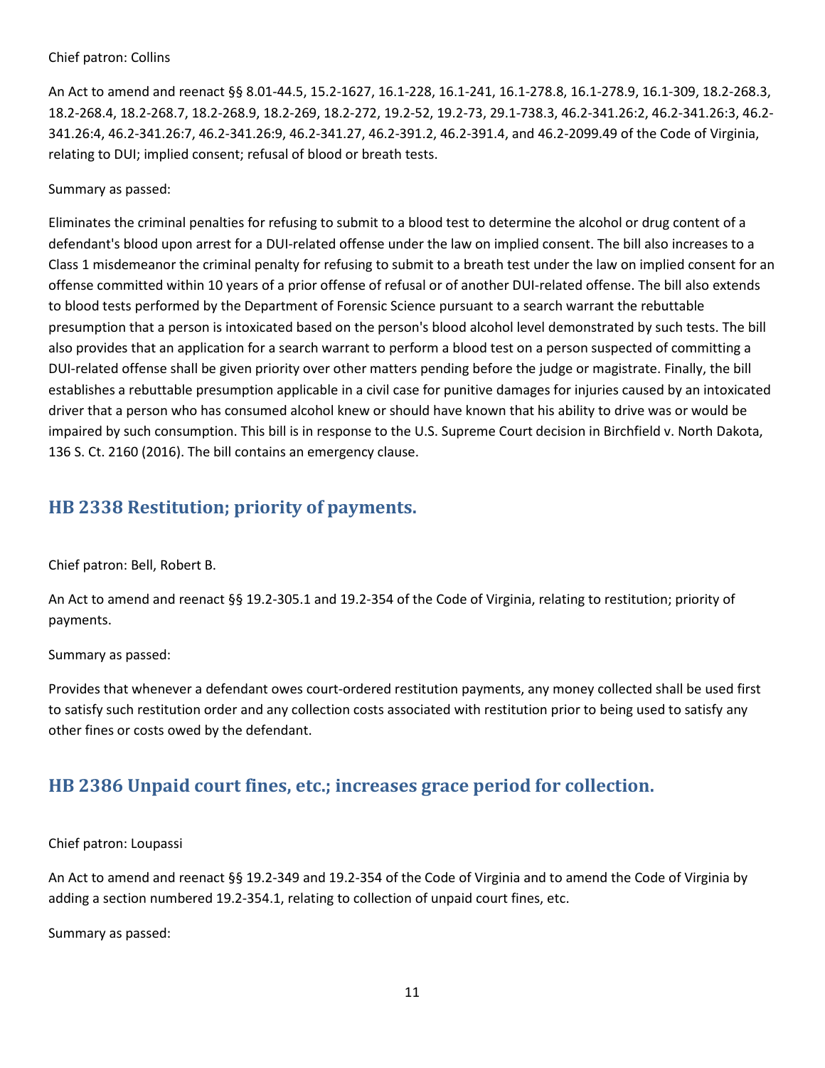Chief patron: Collins

An Act to amend and reenact §§ 8.01-44.5, 15.2-1627, 16.1-228, 16.1-241, 16.1-278.8, 16.1-278.9, 16.1-309, 18.2-268.3, 18.2-268.4, 18.2-268.7, 18.2-268.9, 18.2-269, 18.2-272, 19.2-52, 19.2-73, 29.1-738.3, 46.2-341.26:2, 46.2-341.26:3, 46.2-341.26:4, 46.2-341.26:7, 46.2-341.26:9, 46.2-341.27, 46.2-391.2, 46.2-391.4, and 46.2-2099.49 of the Code of Virginia, relating to DUI; implied consent; refusal of blood or breath tests.

Summary as passed:

Eliminates the criminal penalties for refusing to submit to a blood test to determine the alcohol or drug content of a defendant's blood upon arrest for a DUI-related offense under the law on implied consent. The bill also increases to a Class 1 misdemeanor the criminal penalty for refusing to submit to a breath test under the law on implied consent for an offense committed within 10 years of a prior offense of refusal or of another DUI-related offense. The bill also extends to blood tests performed by the Department of Forensic Science pursuant to a search warrant the rebuttable presumption that a person is intoxicated based on the person's blood alcohol level demonstrated by such tests. The bill also provides that an application for a search warrant to perform a blood test on a person suspected of committing a DUI-related offense shall be given priority over other matters pending before the judge or magistrate. Finally, the bill establishes a rebuttable presumption applicable in a civil case for punitive damages for injuries caused by an intoxicated driver that a person who has consumed alcohol knew or should have known that his ability to drive was or would be impaired by such consumption. This bill is in response to the U.S. Supreme Court decision in Birchfield v. North Dakota, 136 S. Ct. 2160 (2016). The bill contains an emergency clause.

## HB 2338 Restitution; priority of payments.

Chief patron: Bell, Robert B.

An Act to amend and reenact §§ 19.2-305.1 and 19.2-354 of the Code of Virginia, relating to restitution; priority of payments.

Summary as passed:

Provides that whenever a defendant owes court-ordered restitution payments, any money collected shall be used first to satisfy such restitution order and any collection costs associated with restitution prior to being used to satisfy any other fines or costs owed by the defendant.

## HB 2386 Unpaid court fines, etc.; increases grace period for collection.

Chief patron: Loupassi

An Act to amend and reenact §§ 19.2-349 and 19.2-354 of the Code of Virginia and to amend the Code of Virginia by adding a section numbered 19.2-354.1, relating to collection of unpaid court fines, etc.

Summary as passed: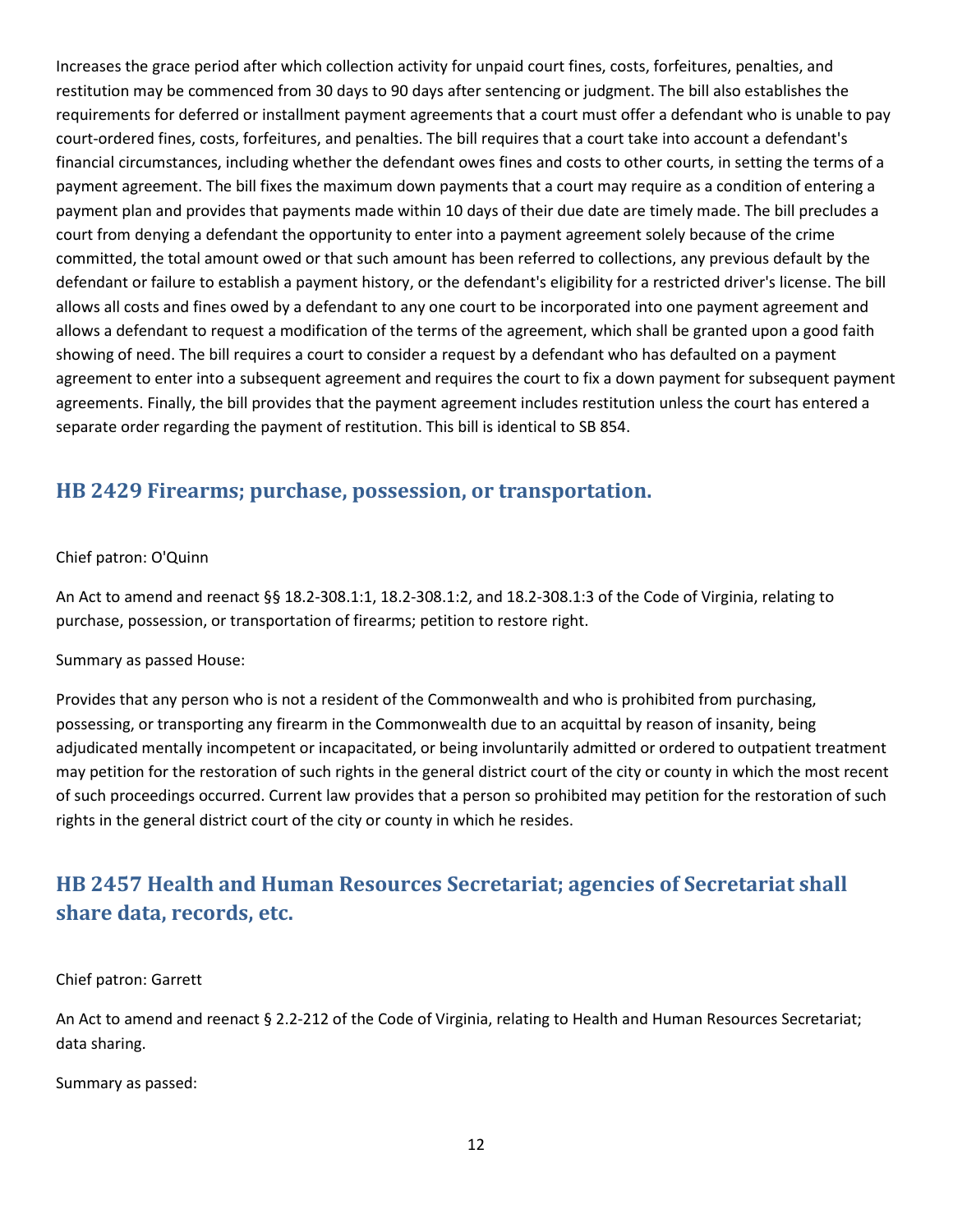Increases the grace period after which collection activity for unpaid court fines, costs, forfeitures, penalties, and restitution may be commenced from 30 days to 90 days after sentencing or judgment. The bill also establishes the requirements for deferred or installment payment agreements that a court must offer a defendant who is unable to pay court-ordered fines, costs, forfeitures, and penalties. The bill requires that a court take into account a defendant's financial circumstances, including whether the defendant owes fines and costs to other courts, in setting the terms of a payment agreement. The bill fixes the maximum down payments that a court may require as a condition of entering a payment plan and provides that payments made within 10 days of their due date are timely made. The bill precludes a court from denying a defendant the opportunity to enter into a payment agreement solely because of the crime committed, the total amount owed or that such amount has been referred to collections, any previous default by the defendant or failure to establish a payment history, or the defendant's eligibility for a restricted driver's license. The bill allows all costs and fines owed by a defendant to any one court to be incorporated into one payment agreement and allows a defendant to request a modification of the terms of the agreement, which shall be granted upon a good faith showing of need. The bill requires a court to consider a request by a defendant who has defaulted on a payment agreement to enter into a subsequent agreement and requires the court to fix a down payment for subsequent payment agreements. Finally, the bill provides that the payment agreement includes restitution unless the court has entered a separate order regarding the payment of restitution. This bill is identical to SB 854.

## HB 2429 Firearms; purchase, possession, or transportation.

Chief patron: O'Quinn

An Act to amend and reenact §§ 18.2-308.1:1, 18.2-308.1:2, and 18.2-308.1:3 of the Code of Virginia, relating to purchase, possession, or transportation of firearms; petition to restore right.

Summary as passed House:

Provides that any person who is not a resident of the Commonwealth and who is prohibited from purchasing, possessing, or transporting any firearm in the Commonwealth due to an acquittal by reason of insanity, being adjudicated mentally incompetent or incapacitated, or being involuntarily admitted or ordered to outpatient treatment may petition for the restoration of such rights in the general district court of the city or county in which the most recent of such proceedings occurred. Current law provides that a person so prohibited may petition for the restoration of such rights in the general district court of the city or county in which he resides.

## HB 2457 Health and Human Resources Secretariat; agencies of Secretariat shall share data, records, etc.

Chief patron: Garrett

An Act to amend and reenact § 2.2-212 of the Code of Virginia, relating to Health and Human Resources Secretariat; data sharing.

Summary as passed: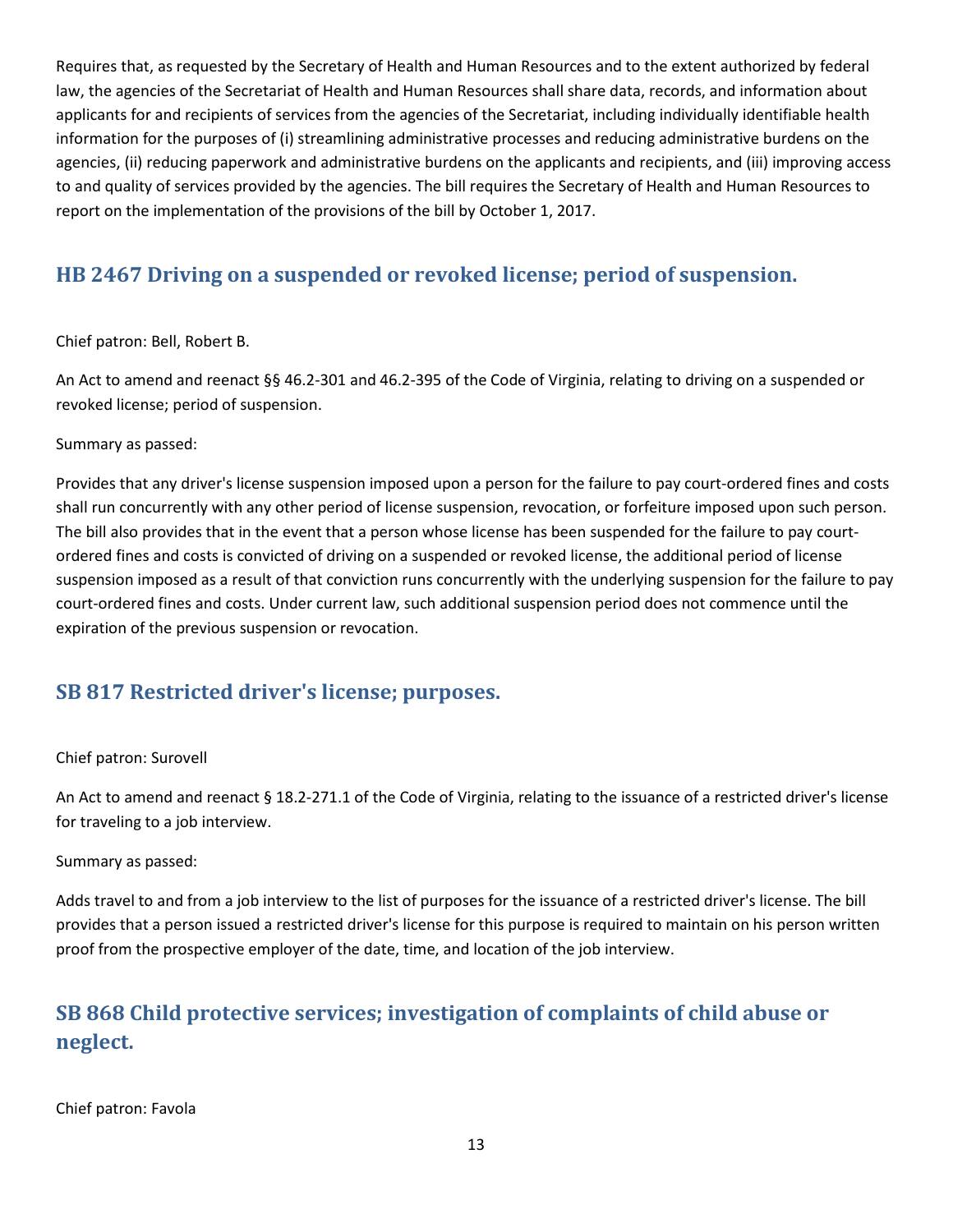Requires that, as requested by the Secretary of Health and Human Resources and to the extent authorized by federal law, the agencies of the Secretariat of Health and Human Resources shall share data, records, and information about applicants for and recipients of services from the agencies of the Secretariat, including individually identifiable health information for the purposes of (i) streamlining administrative processes and reducing administrative burdens on the agencies, (ii) reducing paperwork and administrative burdens on the applicants and recipients, and (iii) improving access to and quality of services provided by the agencies. The bill requires the Secretary of Health and Human Resources to report on the implementation of the provisions of the bill by October 1, 2017.

## HB 2467 Driving on a suspended or revoked license; period of suspension.

Chief patron: Bell, Robert B.

An Act to amend and reenact §§ 46.2-301 and 46.2-395 of the Code of Virginia, relating to driving on a suspended or revoked license; period of suspension.

Summary as passed:

Provides that any driver's license suspension imposed upon a person for the failure to pay court-ordered fines and costs shall run concurrently with any other period of license suspension, revocation, or forfeiture imposed upon such person. The bill also provides that in the event that a person whose license has been suspended for the failure to pay court-ordered fines and costs is convicted of driving on a suspended or revoked license, the additional period of license suspension imposed as a result of that conviction runs concurrently with the underlying suspension for the failure to pay court-ordered fines and costs. Under current law, such additional suspension period does not commence until the expiration of the previous suspension or revocation.

## SB 817 Restricted driver's license; purposes.

Chief patron: Surovell

An Act to amend and reenact § 18.2-271.1 of the Code of Virginia, relating to the issuance of a restricted driver's license for traveling to a job interview.

Summary as passed:

Adds travel to and from a job interview to the list of purposes for the issuance of a restricted driver's license. The bill provides that a person issued a restricted driver's license for this purpose is required to maintain on his person written proof from the prospective employer of the date, time, and location of the job interview.

## SB 868 Child protective services; investigation of complaints of child abuse or neglect.

Chief patron: Favola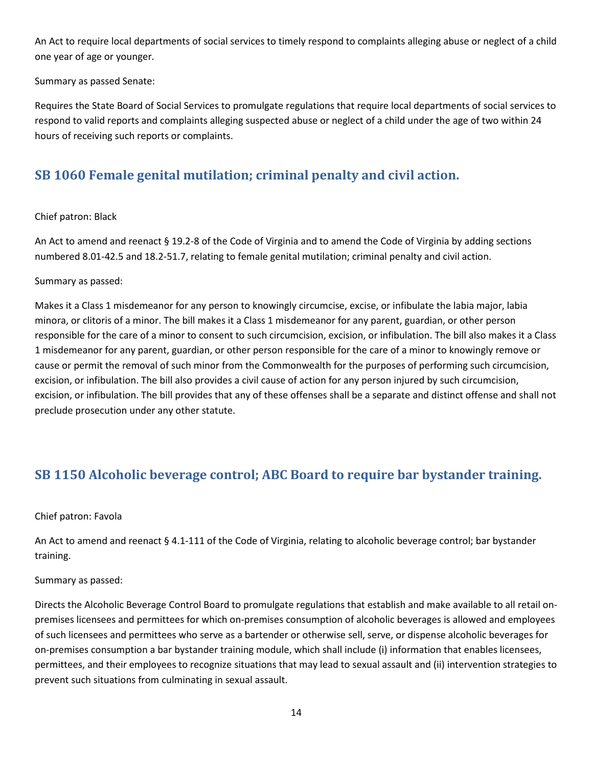An Act to require local departments of social services to timely respond to complaints alleging abuse or neglect of a child one year of age or younger.

Summary as passed Senate:

Requires the State Board of Social Services to promulgate regulations that require local departments of social services to respond to valid reports and complaints alleging suspected abuse or neglect of a child under the age of two within 24 hours of receiving such reports or complaints.

## SB 1060 Female genital mutilation; criminal penalty and civil action.

Chief patron: Black

An Act to amend and reenact § 19.2-8 of the Code of Virginia and to amend the Code of Virginia by adding sections numbered 8.01-42.5 and 18.2-51.7, relating to female genital mutilation; criminal penalty and civil action.

Summary as passed:

Makes it a Class 1 misdemeanor for any person to knowingly circumcise, excise, or infibulate the labia major, labia minora, or clitoris of a minor. The bill makes it a Class 1 misdemeanor for any parent, guardian, or other person responsible for the care of a minor to consent to such circumcision, excision, or infibulation. The bill also makes it a Class 1 misdemeanor for any parent, guardian, or other person responsible for the care of a minor to knowingly remove or cause or permit the removal of such minor from the Commonwealth for the purposes of performing such circumcision, excision, or infibulation. The bill also provides a civil cause of action for any person injured by such circumcision, excision, or infibulation. The bill provides that any of these offenses shall be a separate and distinct offense and shall not preclude prosecution under any other statute.

## SB 1150 Alcoholic beverage control; ABC Board to require bar bystander training.

Chief patron: Favola

An Act to amend and reenact § 4.1-111 of the Code of Virginia, relating to alcoholic beverage control; bar bystander training.

Summary as passed:

Directs the Alcoholic Beverage Control Board to promulgate regulations that establish and make available to all retail on-premises licensees and permittees for which on-premises consumption of alcoholic beverages is allowed and employees of such licensees and permittees who serve as a bartender or otherwise sell, serve, or dispense alcoholic beverages for on-premises consumption a bar bystander training module, which shall include (i) information that enables licensees, permittees, and their employees to recognize situations that may lead to sexual assault and (ii) intervention strategies to prevent such situations from culminating in sexual assault.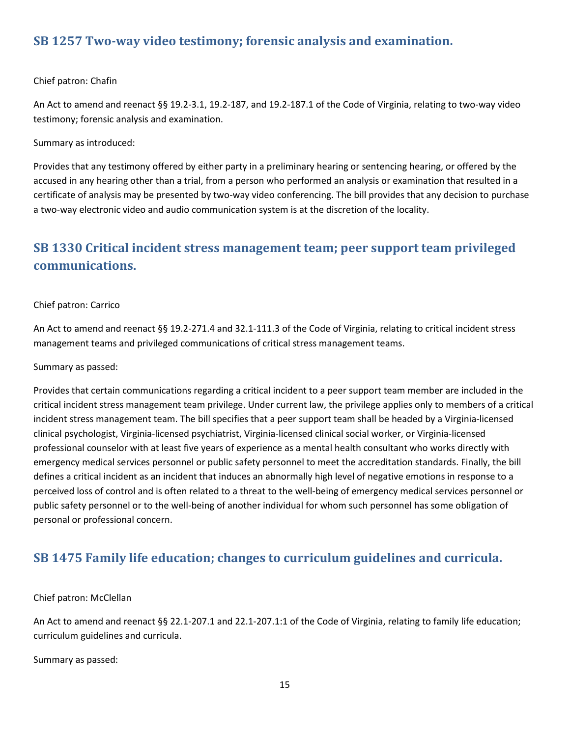## SB 1257 Two-way video testimony; forensic analysis and examination.

Chief patron: Chafin

An Act to amend and reenact §§ 19.2-3.1, 19.2-187, and 19.2-187.1 of the Code of Virginia, relating to two-way video testimony; forensic analysis and examination.

Summary as introduced:

Provides that any testimony offered by either party in a preliminary hearing or sentencing hearing, or offered by the accused in any hearing other than a trial, from a person who performed an analysis or examination that resulted in a certificate of analysis may be presented by two-way video conferencing. The bill provides that any decision to purchase a two-way electronic video and audio communication system is at the discretion of the locality.

## SB 1330 Critical incident stress management team; peer support team privileged communications.

Chief patron: Carrico

An Act to amend and reenact §§ 19.2-271.4 and 32.1-111.3 of the Code of Virginia, relating to critical incident stress management teams and privileged communications of critical stress management teams.

Summary as passed:

Provides that certain communications regarding a critical incident to a peer support team member are included in the critical incident stress management team privilege. Under current law, the privilege applies only to members of a critical incident stress management team. The bill specifies that a peer support team shall be headed by a Virginia-licensed clinical psychologist, Virginia-licensed psychiatrist, Virginia-licensed clinical social worker, or Virginia-licensed professional counselor with at least five years of experience as a mental health consultant who works directly with emergency medical services personnel or public safety personnel to meet the accreditation standards. Finally, the bill defines a critical incident as an incident that induces an abnormally high level of negative emotions in response to a perceived loss of control and is often related to a threat to the well-being of emergency medical services personnel or public safety personnel or to the well-being of another individual for whom such personnel has some obligation of personal or professional concern.

## SB 1475 Family life education; changes to curriculum guidelines and curricula.

Chief patron: McClellan

An Act to amend and reenact §§ 22.1-207.1 and 22.1-207.1:1 of the Code of Virginia, relating to family life education; curriculum guidelines and curricula.

Summary as passed: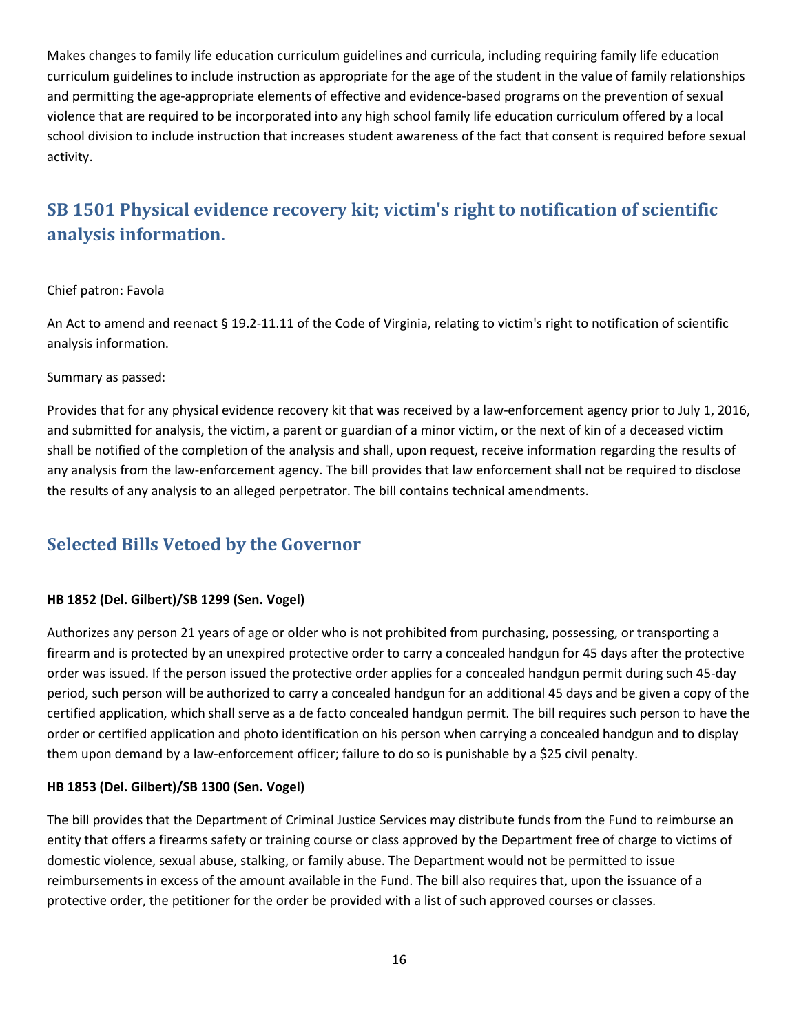Makes changes to family life education curriculum guidelines and curricula, including requiring family life education curriculum guidelines to include instruction as appropriate for the age of the student in the value of family relationships and permitting the age-appropriate elements of effective and evidence-based programs on the prevention of sexual violence that are required to be incorporated into any high school family life education curriculum offered by a local school division to include instruction that increases student awareness of the fact that consent is required before sexual activity.

## SB 1501 Physical evidence recovery kit; victim's right to notification of scientific analysis information.

Chief patron: Favola

An Act to amend and reenact § 19.2-11.11 of the Code of Virginia, relating to victim's right to notification of scientific analysis information.

Summary as passed:

Provides that for any physical evidence recovery kit that was received by a law-enforcement agency prior to July 1, 2016, and submitted for analysis, the victim, a parent or guardian of a minor victim, or the next of kin of a deceased victim shall be notified of the completion of the analysis and shall, upon request, receive information regarding the results of any analysis from the law-enforcement agency. The bill provides that law enforcement shall not be required to disclose the results of any analysis to an alleged perpetrator. The bill contains technical amendments.

## Selected Bills Vetoed by the Governor

**HB 1852 (Del. Gilbert)/SB 1299 (Sen. Vogel)**

Authorizes any person 21 years of age or older who is not prohibited from purchasing, possessing, or transporting a firearm and is protected by an unexpired protective order to carry a concealed handgun for 45 days after the protective order was issued. If the person issued the protective order applies for a concealed handgun permit during such 45-day period, such person will be authorized to carry a concealed handgun for an additional 45 days and be given a copy of the certified application, which shall serve as a de facto concealed handgun permit. The bill requires such person to have the order or certified application and photo identification on his person when carrying a concealed handgun and to display them upon demand by a law-enforcement officer; failure to do so is punishable by a $25 civil penalty.

**HB 1853 (Del. Gilbert)/SB 1300 (Sen. Vogel)**

The bill provides that the Department of Criminal Justice Services may distribute funds from the Fund to reimburse an entity that offers a firearms safety or training course or class approved by the Department free of charge to victims of domestic violence, sexual abuse, stalking, or family abuse. The Department would not be permitted to issue reimbursements in excess of the amount available in the Fund. The bill also requires that, upon the issuance of a protective order, the petitioner for the order be provided with a list of such approved courses or classes.